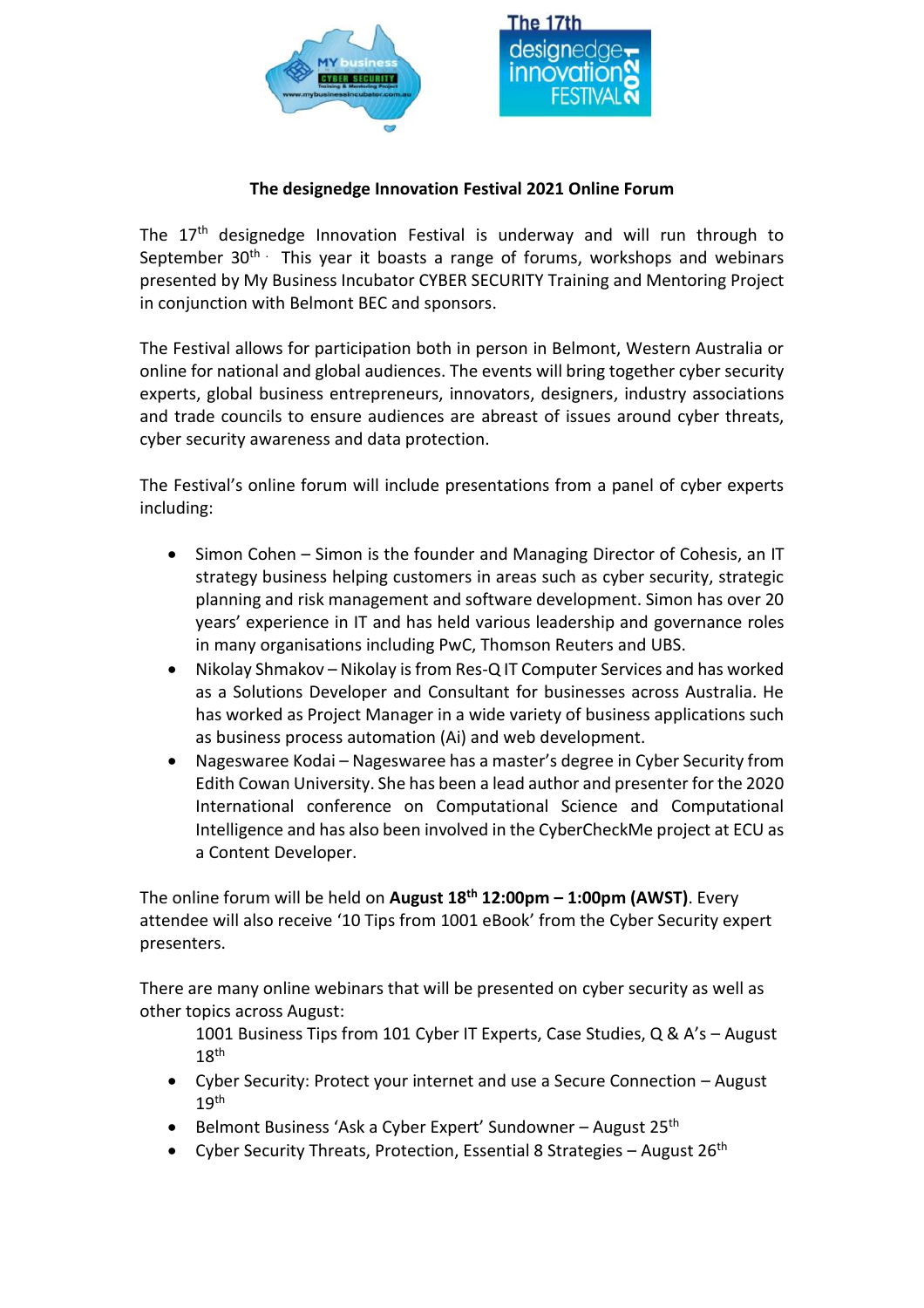## The designedge Innovation Festival 2021 Online Forum

The 17th designedge Innovation Festival is underway and will run through to September 30th. This year it boasts a range of forums, workshops and webinars presented by My Business Incubator CYBER SECURITY Training and Mentoring Project in conjunction with Belmont BEC and sponsors.

The Festival allows for participation both in person in Belmont, Western Australia or online for national and global audiences. The events will bring together cyber security experts, global business entrepreneurs, innovators, designers, industry associations and trade councils to ensure audiences are abreast of issues around cyber threats, cyber security awareness and data protection.

The Festival's online forum will include presentations from a panel of cyber experts including:

- Simon Cohen – Simon is the founder and Managing Director of Cohesis, an IT strategy business helping customers in areas such as cyber security, strategic planning and risk management and software development. Simon has over 20 years' experience in IT and has held various leadership and governance roles in many organisations including PwC, Thomson Reuters and UBS.
- Nikolay Shmakov – Nikolay is from Res-Q IT Computer Services and has worked as a Solutions Developer and Consultant for businesses across Australia. He has worked as Project Manager in a wide variety of business applications such as business process automation (Ai) and web development.
- Nageswaree Kodai – Nageswaree has a master's degree in Cyber Security from Edith Cowan University. She has been a lead author and presenter for the 2020 International conference on Computational Science and Computational Intelligence and has also been involved in the CyberCheckMe project at ECU as a Content Developer.

The online forum will be held on **August 18th 12:00pm – 1:00pm (AWST)**. Every attendee will also receive '10 Tips from 1001 eBook' from the Cyber Security expert presenters.

There are many online webinars that will be presented on cyber security as well as other topics across August:

1001 Business Tips from 101 Cyber IT Experts, Case Studies, Q & A's – August 18th

- Cyber Security: Protect your internet and use a Secure Connection – August 19th
- Belmont Business 'Ask a Cyber Expert' Sundowner – August 25th
- Cyber Security Threats, Protection, Essential 8 Strategies – August 26th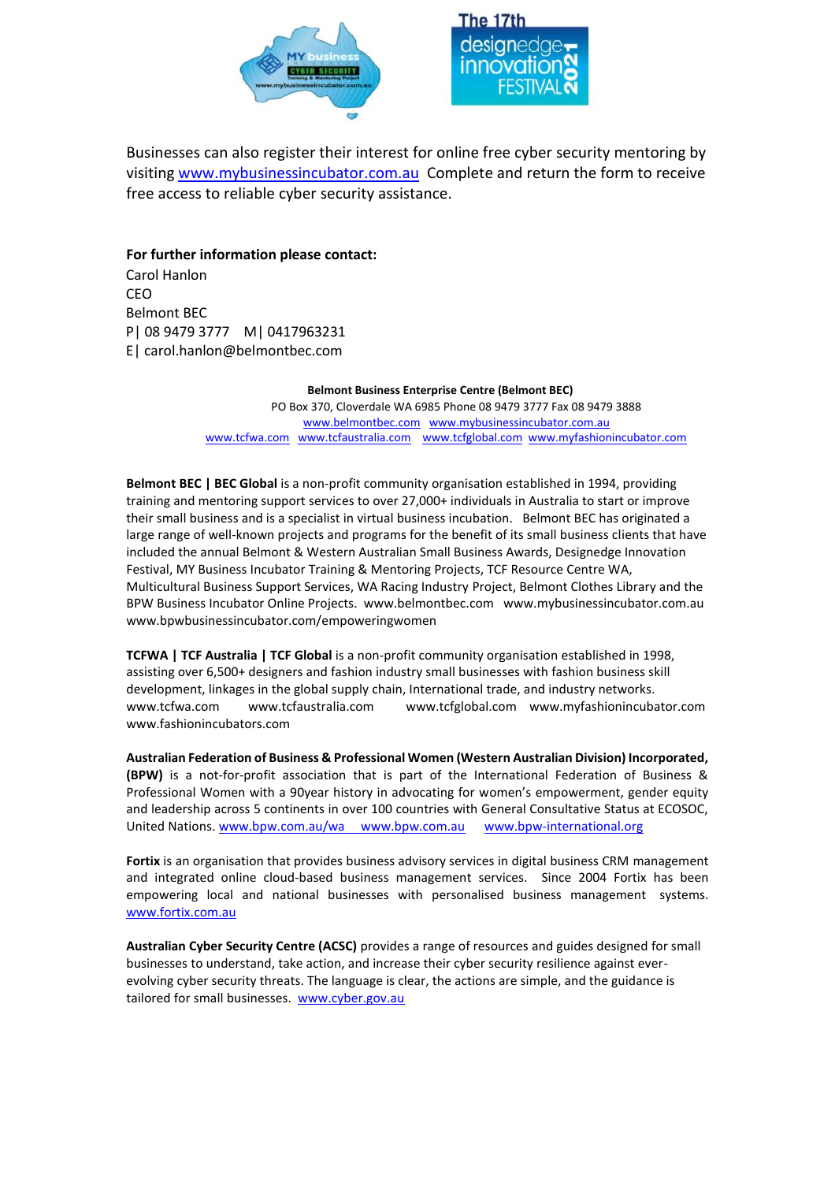Businesses can also register their interest for online free cyber security mentoring by visiting www.mybusinessincubator.com.au Complete and return the form to receive free access to reliable cyber security assistance.

**For further information please contact:**

Carol Hanlon
CEO
Belmont BEC
P| 08 9479 3777 M| 0417963231
E| carol.hanlon@belmontbec.com

**Belmont Business Enterprise Centre (Belmont BEC)**
PO Box 370, Cloverdale WA 6985 Phone 08 9479 3777 Fax 08 9479 3888
www.belmontbec.com www.mybusinessincubator.com.au
www.tcfwa.com www.tcfaustralia.com www.tcfglobal.com www.myfashionincubator.com

**Belmont BEC | BEC Global** is a non-profit community organisation established in 1994, providing training and mentoring support services to over 27,000+ individuals in Australia to start or improve their small business and is a specialist in virtual business incubation. Belmont BEC has originated a large range of well-known projects and programs for the benefit of its small business clients that have included the annual Belmont & Western Australian Small Business Awards, Designedge Innovation Festival, MY Business Incubator Training & Mentoring Projects, TCF Resource Centre WA, Multicultural Business Support Services, WA Racing Industry Project, Belmont Clothes Library and the BPW Business Incubator Online Projects. www.belmontbec.com www.mybusinessincubator.com.au www.bpwbusinessincubator.com/empoweringwomen

**TCFWA | TCF Australia | TCF Global** is a non-profit community organisation established in 1998, assisting over 6,500+ designers and fashion industry small businesses with fashion business skill development, linkages in the global supply chain, International trade, and industry networks. www.tcfwa.com www.tcfaustralia.com www.tcfglobal.com www.myfashionincubator.com www.fashionincubators.com

**Australian Federation of Business & Professional Women (Western Australian Division) Incorporated, (BPW)** is a not-for-profit association that is part of the International Federation of Business & Professional Women with a 90year history in advocating for women's empowerment, gender equity and leadership across 5 continents in over 100 countries with General Consultative Status at ECOSOC, United Nations. www.bpw.com.au/wa www.bpw.com.au www.bpw-international.org

**Fortix** is an organisation that provides business advisory services in digital business CRM management and integrated online cloud-based business management services. Since 2004 Fortix has been empowering local and national businesses with personalised business management systems. www.fortix.com.au

**Australian Cyber Security Centre (ACSC)** provides a range of resources and guides designed for small businesses to understand, take action, and increase their cyber security resilience against ever-evolving cyber security threats. The language is clear, the actions are simple, and the guidance is tailored for small businesses. www.cyber.gov.au